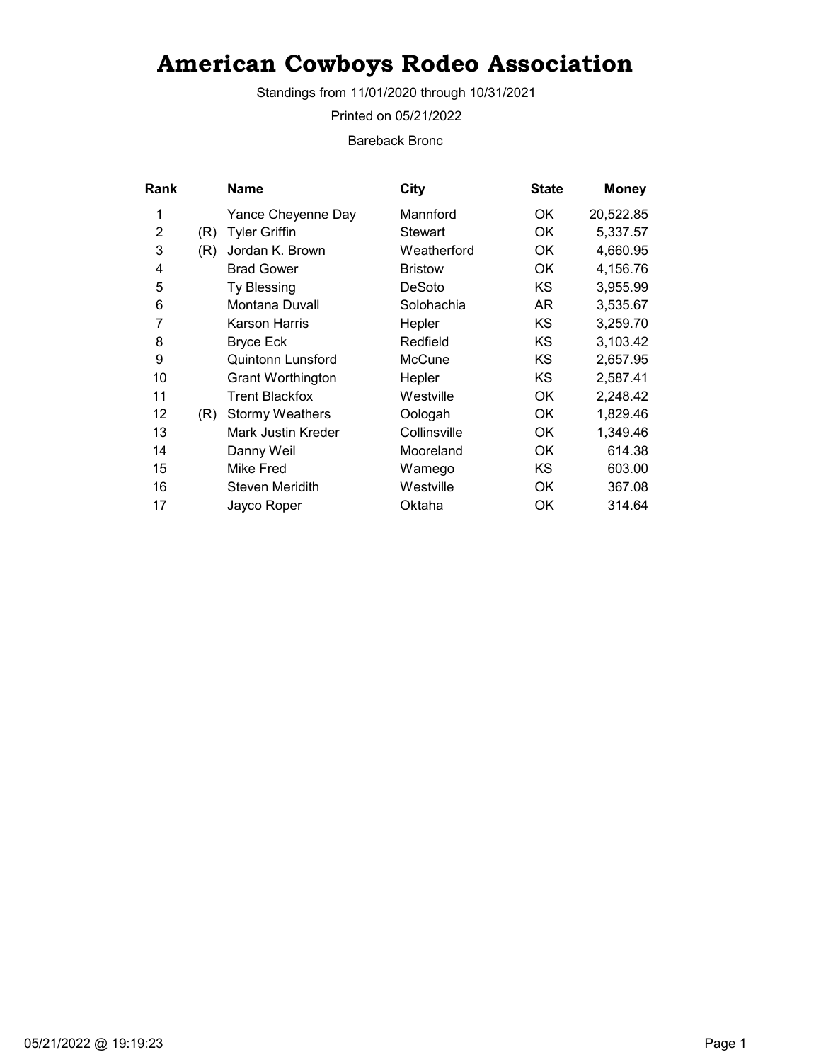# American Cowboys Rodeo Association

Standings from 11/01/2020 through 10/31/2021

Printed on 05/21/2022

Bareback Bronc

| Rank | | Name | City | State | Money |
|---|---|---|---|---|---|
| 1 | | Yance Cheyenne Day | Mannford | OK | 20,522.85 |
| 2 | (R) | Tyler Griffin | Stewart | OK | 5,337.57 |
| 3 | (R) | Jordan K. Brown | Weatherford | OK | 4,660.95 |
| 4 | | Brad Gower | Bristow | OK | 4,156.76 |
| 5 | | Ty Blessing | DeSoto | KS | 3,955.99 |
| 6 | | Montana Duvall | Solohachia | AR | 3,535.67 |
| 7 | | Karson Harris | Hepler | KS | 3,259.70 |
| 8 | | Bryce Eck | Redfield | KS | 3,103.42 |
| 9 | | Quintonn Lunsford | McCune | KS | 2,657.95 |
| 10 | | Grant Worthington | Hepler | KS | 2,587.41 |
| 11 | | Trent Blackfox | Westville | OK | 2,248.42 |
| 12 | (R) | Stormy Weathers | Oologah | OK | 1,829.46 |
| 13 | | Mark Justin Kreder | Collinsville | OK | 1,349.46 |
| 14 | | Danny Weil | Mooreland | OK | 614.38 |
| 15 | | Mike Fred | Wamego | KS | 603.00 |
| 16 | | Steven Meridith | Westville | OK | 367.08 |
| 17 | | Jayco Roper | Oktaha | OK | 314.64 |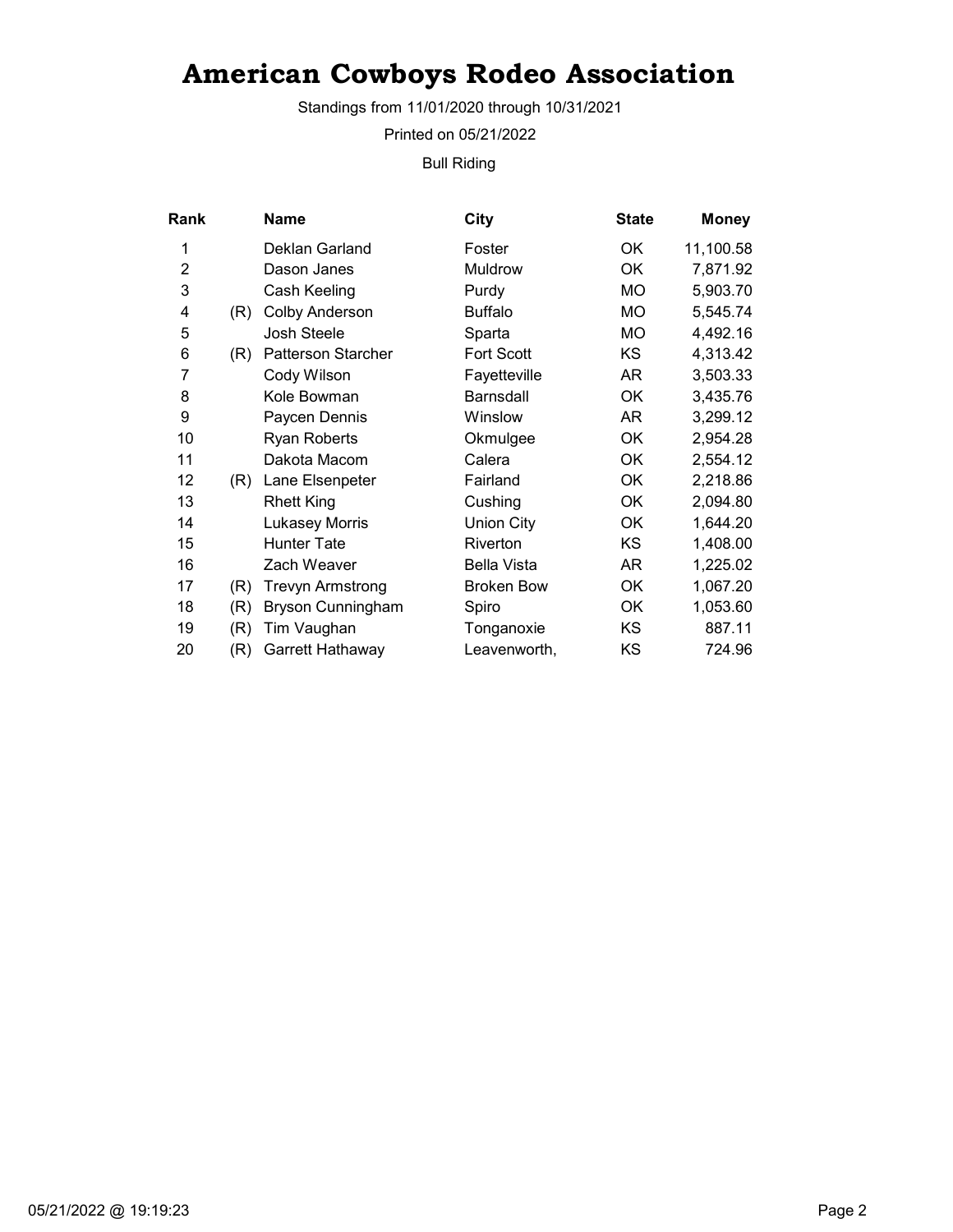# American Cowboys Rodeo Association

Standings from 11/01/2020 through 10/31/2021

Printed on 05/21/2022

Bull Riding

| Rank | | Name | City | State | Money |
|---|---|---|---|---|---|
| 1 | | Deklan Garland | Foster | OK | 11,100.58 |
| 2 | | Dason Janes | Muldrow | OK | 7,871.92 |
| 3 | | Cash Keeling | Purdy | MO | 5,903.70 |
| 4 | (R) | Colby Anderson | Buffalo | MO | 5,545.74 |
| 5 | | Josh Steele | Sparta | MO | 4,492.16 |
| 6 | (R) | Patterson Starcher | Fort Scott | KS | 4,313.42 |
| 7 | | Cody Wilson | Fayetteville | AR | 3,503.33 |
| 8 | | Kole Bowman | Barnsdall | OK | 3,435.76 |
| 9 | | Paycen Dennis | Winslow | AR | 3,299.12 |
| 10 | | Ryan Roberts | Okmulgee | OK | 2,954.28 |
| 11 | | Dakota Macom | Calera | OK | 2,554.12 |
| 12 | (R) | Lane Elsenpeter | Fairland | OK | 2,218.86 |
| 13 | | Rhett King | Cushing | OK | 2,094.80 |
| 14 | | Lukasey Morris | Union City | OK | 1,644.20 |
| 15 | | Hunter Tate | Riverton | KS | 1,408.00 |
| 16 | | Zach Weaver | Bella Vista | AR | 1,225.02 |
| 17 | (R) | Trevyn Armstrong | Broken Bow | OK | 1,067.20 |
| 18 | (R) | Bryson Cunningham | Spiro | OK | 1,053.60 |
| 19 | (R) | Tim Vaughan | Tonganoxie | KS | 887.11 |
| 20 | (R) | Garrett Hathaway | Leavenworth, | KS | 724.96 |

05/21/2022 @ 19:19:23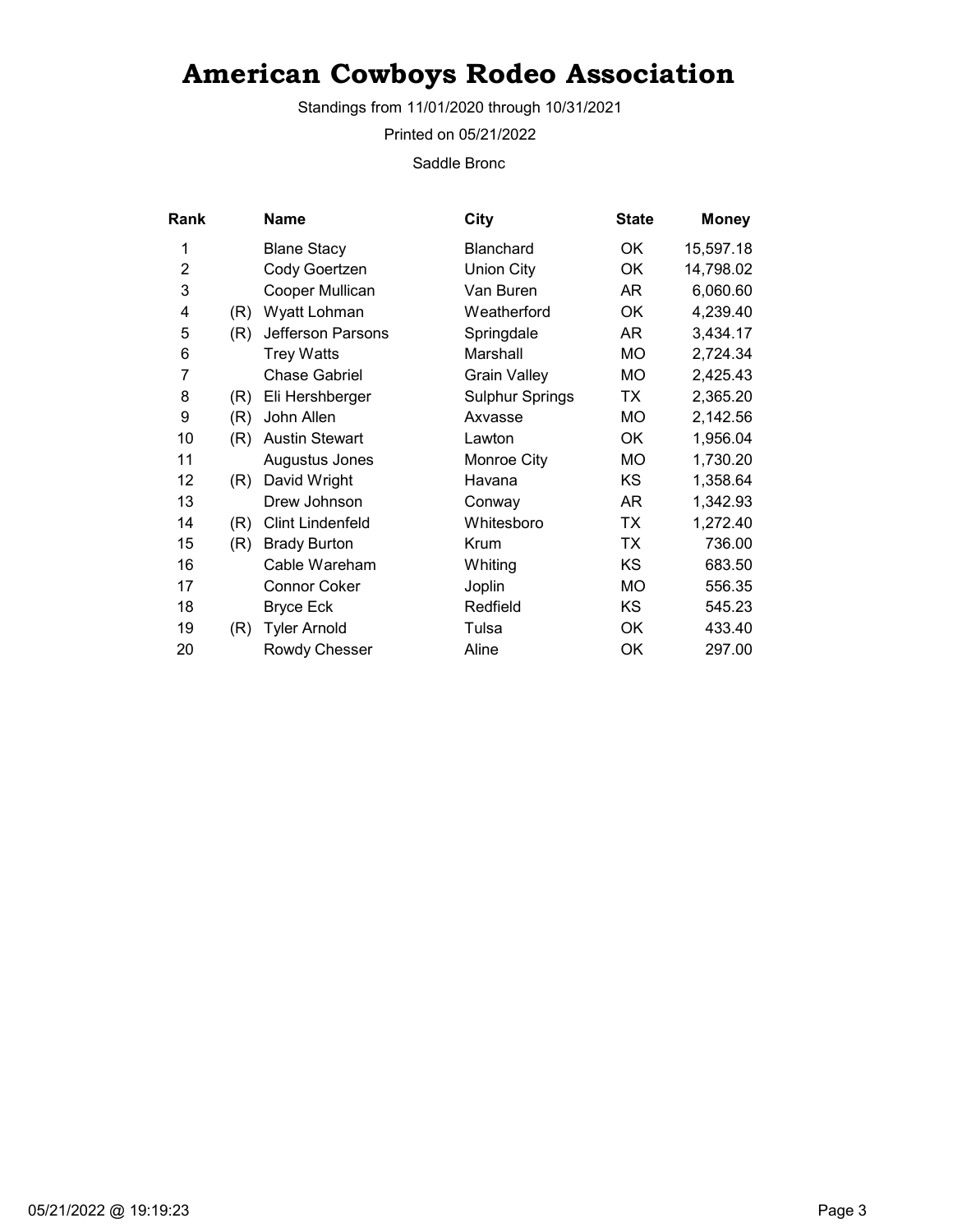# American Cowboys Rodeo Association

Standings from 11/01/2020 through 10/31/2021

Printed on 05/21/2022

Saddle Bronc

| Rank | | Name | City | State | Money |
|---|---|---|---|---|---|
| 1 | | Blane Stacy | Blanchard | OK | 15,597.18 |
| 2 | | Cody Goertzen | Union City | OK | 14,798.02 |
| 3 | | Cooper Mullican | Van Buren | AR | 6,060.60 |
| 4 | (R) | Wyatt Lohman | Weatherford | OK | 4,239.40 |
| 5 | (R) | Jefferson Parsons | Springdale | AR | 3,434.17 |
| 6 | | Trey Watts | Marshall | MO | 2,724.34 |
| 7 | | Chase Gabriel | Grain Valley | MO | 2,425.43 |
| 8 | (R) | Eli Hershberger | Sulphur Springs | TX | 2,365.20 |
| 9 | (R) | John Allen | Axvasse | MO | 2,142.56 |
| 10 | (R) | Austin Stewart | Lawton | OK | 1,956.04 |
| 11 | | Augustus Jones | Monroe City | MO | 1,730.20 |
| 12 | (R) | David Wright | Havana | KS | 1,358.64 |
| 13 | | Drew Johnson | Conway | AR | 1,342.93 |
| 14 | (R) | Clint Lindenfeld | Whitesboro | TX | 1,272.40 |
| 15 | (R) | Brady Burton | Krum | TX | 736.00 |
| 16 | | Cable Wareham | Whiting | KS | 683.50 |
| 17 | | Connor Coker | Joplin | MO | 556.35 |
| 18 | | Bryce Eck | Redfield | KS | 545.23 |
| 19 | (R) | Tyler Arnold | Tulsa | OK | 433.40 |
| 20 | | Rowdy Chesser | Aline | OK | 297.00 |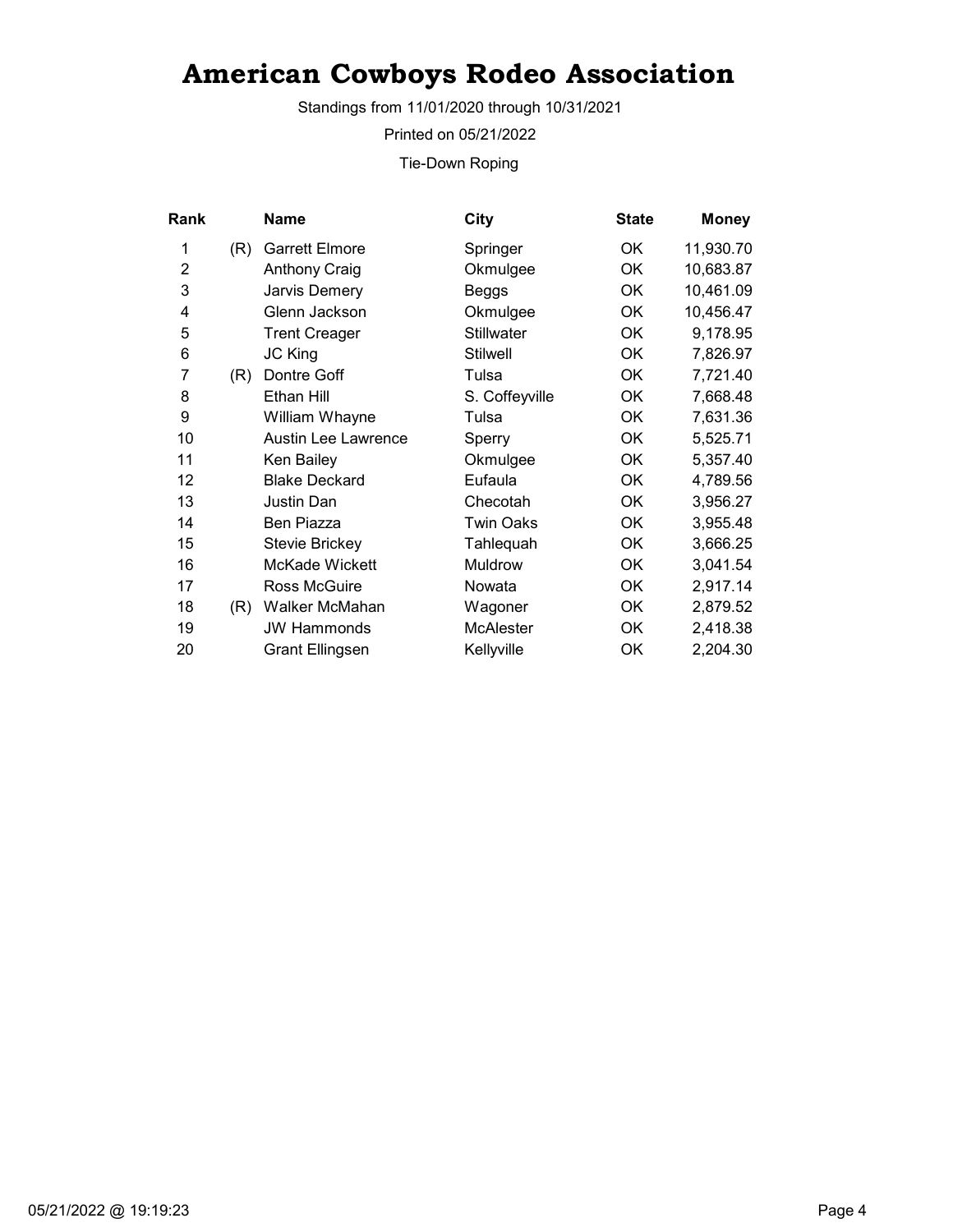# American Cowboys Rodeo Association

Standings from 11/01/2020 through 10/31/2021

Printed on 05/21/2022

Tie-Down Roping

| Rank | | Name | City | State | Money |
|---|---|---|---|---|---|
| 1 | (R) | Garrett Elmore | Springer | OK | 11,930.70 |
| 2 | | Anthony Craig | Okmulgee | OK | 10,683.87 |
| 3 | | Jarvis Demery | Beggs | OK | 10,461.09 |
| 4 | | Glenn Jackson | Okmulgee | OK | 10,456.47 |
| 5 | | Trent Creager | Stillwater | OK | 9,178.95 |
| 6 | | JC King | Stilwell | OK | 7,826.97 |
| 7 | (R) | Dontre Goff | Tulsa | OK | 7,721.40 |
| 8 | | Ethan Hill | S. Coffeyville | OK | 7,668.48 |
| 9 | | William Whayne | Tulsa | OK | 7,631.36 |
| 10 | | Austin Lee Lawrence | Sperry | OK | 5,525.71 |
| 11 | | Ken Bailey | Okmulgee | OK | 5,357.40 |
| 12 | | Blake Deckard | Eufaula | OK | 4,789.56 |
| 13 | | Justin Dan | Checotah | OK | 3,956.27 |
| 14 | | Ben Piazza | Twin Oaks | OK | 3,955.48 |
| 15 | | Stevie Brickey | Tahlequah | OK | 3,666.25 |
| 16 | | McKade Wickett | Muldrow | OK | 3,041.54 |
| 17 | | Ross McGuire | Nowata | OK | 2,917.14 |
| 18 | (R) | Walker McMahan | Wagoner | OK | 2,879.52 |
| 19 | | JW Hammonds | McAlester | OK | 2,418.38 |
| 20 | | Grant Ellingsen | Kellyville | OK | 2,204.30 |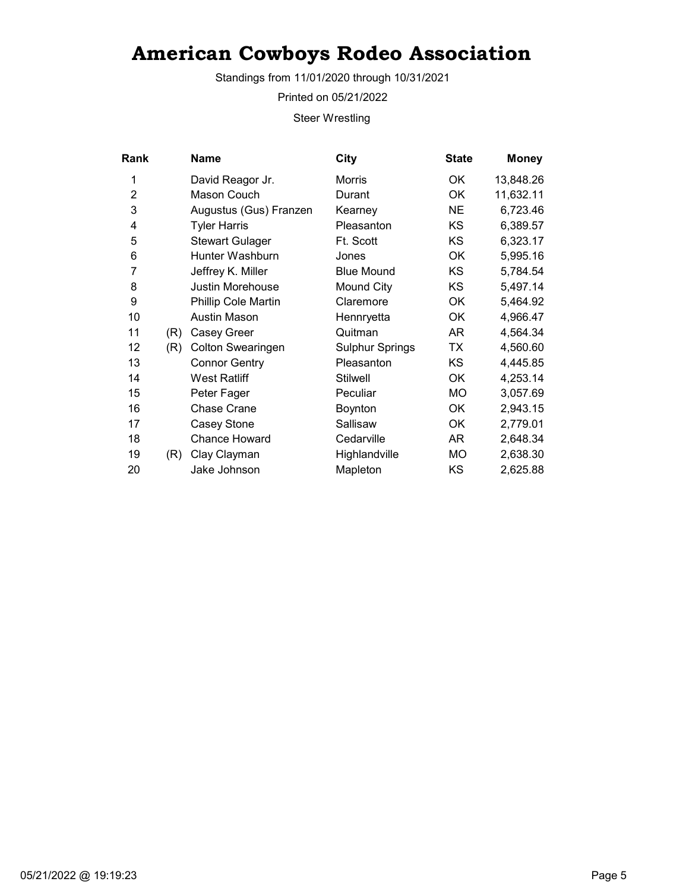# American Cowboys Rodeo Association

Standings from 11/01/2020 through 10/31/2021

Printed on 05/21/2022

Steer Wrestling

| Rank | | Name | City | State | Money |
|---|---|---|---|---|---|
| 1 | | David Reagor Jr. | Morris | OK | 13,848.26 |
| 2 | | Mason Couch | Durant | OK | 11,632.11 |
| 3 | | Augustus (Gus) Franzen | Kearney | NE | 6,723.46 |
| 4 | | Tyler Harris | Pleasanton | KS | 6,389.57 |
| 5 | | Stewart Gulager | Ft. Scott | KS | 6,323.17 |
| 6 | | Hunter Washburn | Jones | OK | 5,995.16 |
| 7 | | Jeffrey K. Miller | Blue Mound | KS | 5,784.54 |
| 8 | | Justin Morehouse | Mound City | KS | 5,497.14 |
| 9 | | Phillip Cole Martin | Claremore | OK | 5,464.92 |
| 10 | | Austin Mason | Hennryetta | OK | 4,966.47 |
| 11 | (R) | Casey Greer | Quitman | AR | 4,564.34 |
| 12 | (R) | Colton Swearingen | Sulphur Springs | TX | 4,560.60 |
| 13 | | Connor Gentry | Pleasanton | KS | 4,445.85 |
| 14 | | West Ratliff | Stilwell | OK | 4,253.14 |
| 15 | | Peter Fager | Peculiar | MO | 3,057.69 |
| 16 | | Chase Crane | Boynton | OK | 2,943.15 |
| 17 | | Casey Stone | Sallisaw | OK | 2,779.01 |
| 18 | | Chance Howard | Cedarville | AR | 2,648.34 |
| 19 | (R) | Clay Clayman | Highlandville | MO | 2,638.30 |
| 20 | | Jake Johnson | Mapleton | KS | 2,625.88 |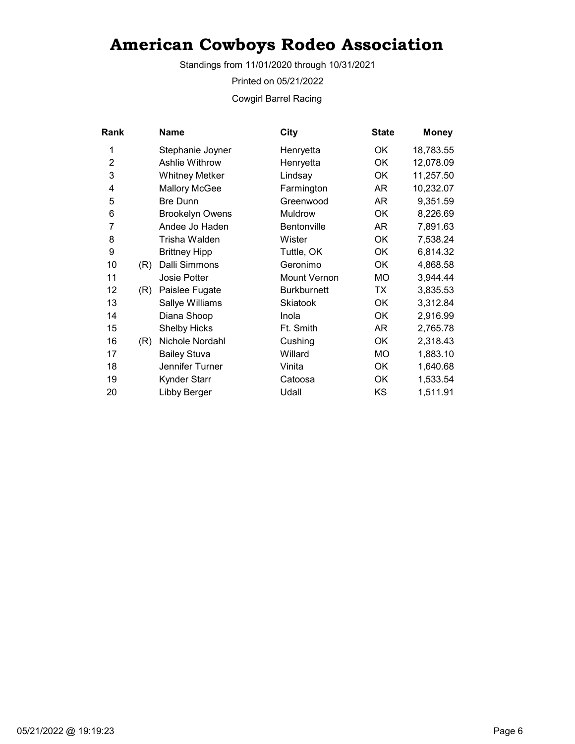# American Cowboys Rodeo Association

Standings from 11/01/2020 through 10/31/2021

Printed on 05/21/2022

Cowgirl Barrel Racing

| Rank | | Name | City | State | Money |
|---|---|---|---|---|---|
| 1 | | Stephanie Joyner | Henryetta | OK | 18,783.55 |
| 2 | | Ashlie Withrow | Henryetta | OK | 12,078.09 |
| 3 | | Whitney Metker | Lindsay | OK | 11,257.50 |
| 4 | | Mallory McGee | Farmington | AR | 10,232.07 |
| 5 | | Bre Dunn | Greenwood | AR | 9,351.59 |
| 6 | | Brookelyn Owens | Muldrow | OK | 8,226.69 |
| 7 | | Andee Jo Haden | Bentonville | AR | 7,891.63 |
| 8 | | Trisha Walden | Wister | OK | 7,538.24 |
| 9 | | Brittney Hipp | Tuttle, OK | OK | 6,814.32 |
| 10 | (R) | Dalli Simmons | Geronimo | OK | 4,868.58 |
| 11 | | Josie Potter | Mount Vernon | MO | 3,944.44 |
| 12 | (R) | Paislee Fugate | Burkburnett | TX | 3,835.53 |
| 13 | | Sallye Williams | Skiatook | OK | 3,312.84 |
| 14 | | Diana Shoop | Inola | OK | 2,916.99 |
| 15 | | Shelby Hicks | Ft. Smith | AR | 2,765.78 |
| 16 | (R) | Nichole Nordahl | Cushing | OK | 2,318.43 |
| 17 | | Bailey Stuva | Willard | MO | 1,883.10 |
| 18 | | Jennifer Turner | Vinita | OK | 1,640.68 |
| 19 | | Kynder Starr | Catoosa | OK | 1,533.54 |
| 20 | | Libby Berger | Udall | KS | 1,511.91 |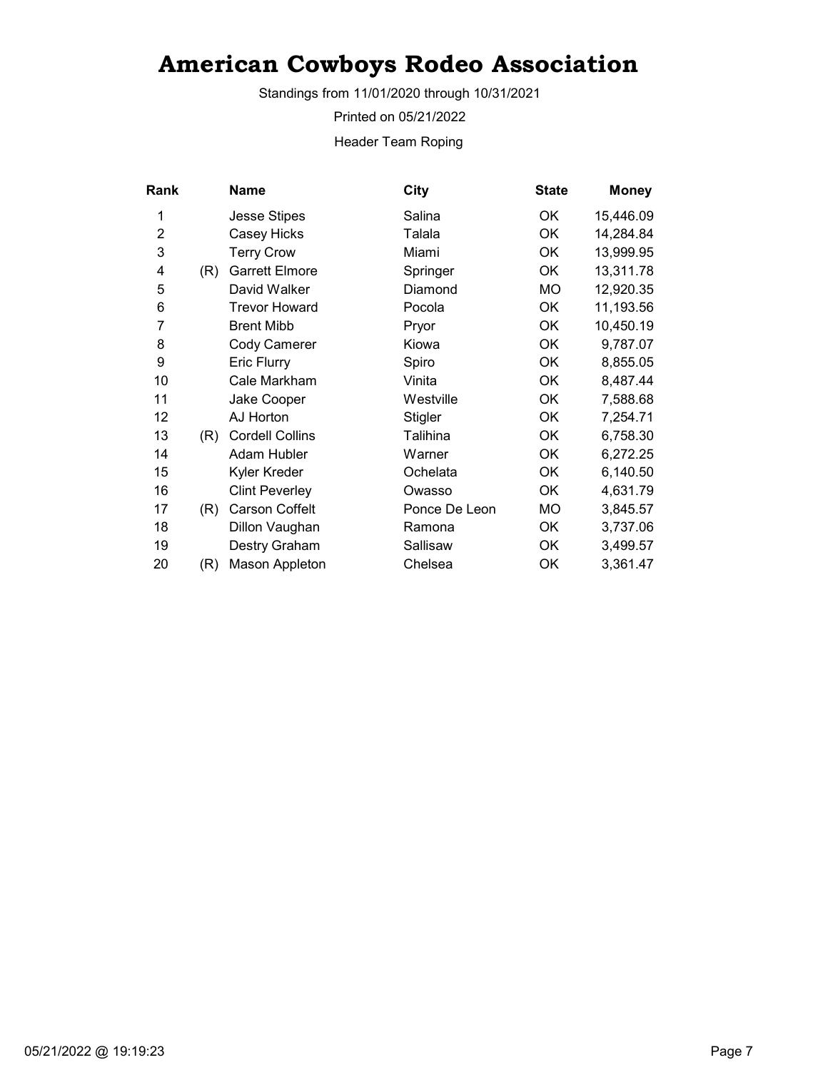# American Cowboys Rodeo Association

Standings from 11/01/2020 through 10/31/2021

Printed on 05/21/2022

Header Team Roping

| Rank | | Name | City | State | Money |
|---|---|---|---|---|---|
| 1 | | Jesse Stipes | Salina | OK | 15,446.09 |
| 2 | | Casey Hicks | Talala | OK | 14,284.84 |
| 3 | | Terry Crow | Miami | OK | 13,999.95 |
| 4 | (R) | Garrett Elmore | Springer | OK | 13,311.78 |
| 5 | | David Walker | Diamond | MO | 12,920.35 |
| 6 | | Trevor Howard | Pocola | OK | 11,193.56 |
| 7 | | Brent Mibb | Pryor | OK | 10,450.19 |
| 8 | | Cody Camerer | Kiowa | OK | 9,787.07 |
| 9 | | Eric Flurry | Spiro | OK | 8,855.05 |
| 10 | | Cale Markham | Vinita | OK | 8,487.44 |
| 11 | | Jake Cooper | Westville | OK | 7,588.68 |
| 12 | | AJ Horton | Stigler | OK | 7,254.71 |
| 13 | (R) | Cordell Collins | Talihina | OK | 6,758.30 |
| 14 | | Adam Hubler | Warner | OK | 6,272.25 |
| 15 | | Kyler Kreder | Ochelata | OK | 6,140.50 |
| 16 | | Clint Peverley | Owasso | OK | 4,631.79 |
| 17 | (R) | Carson Coffelt | Ponce De Leon | MO | 3,845.57 |
| 18 | | Dillon Vaughan | Ramona | OK | 3,737.06 |
| 19 | | Destry Graham | Sallisaw | OK | 3,499.57 |
| 20 | (R) | Mason Appleton | Chelsea | OK | 3,361.47 |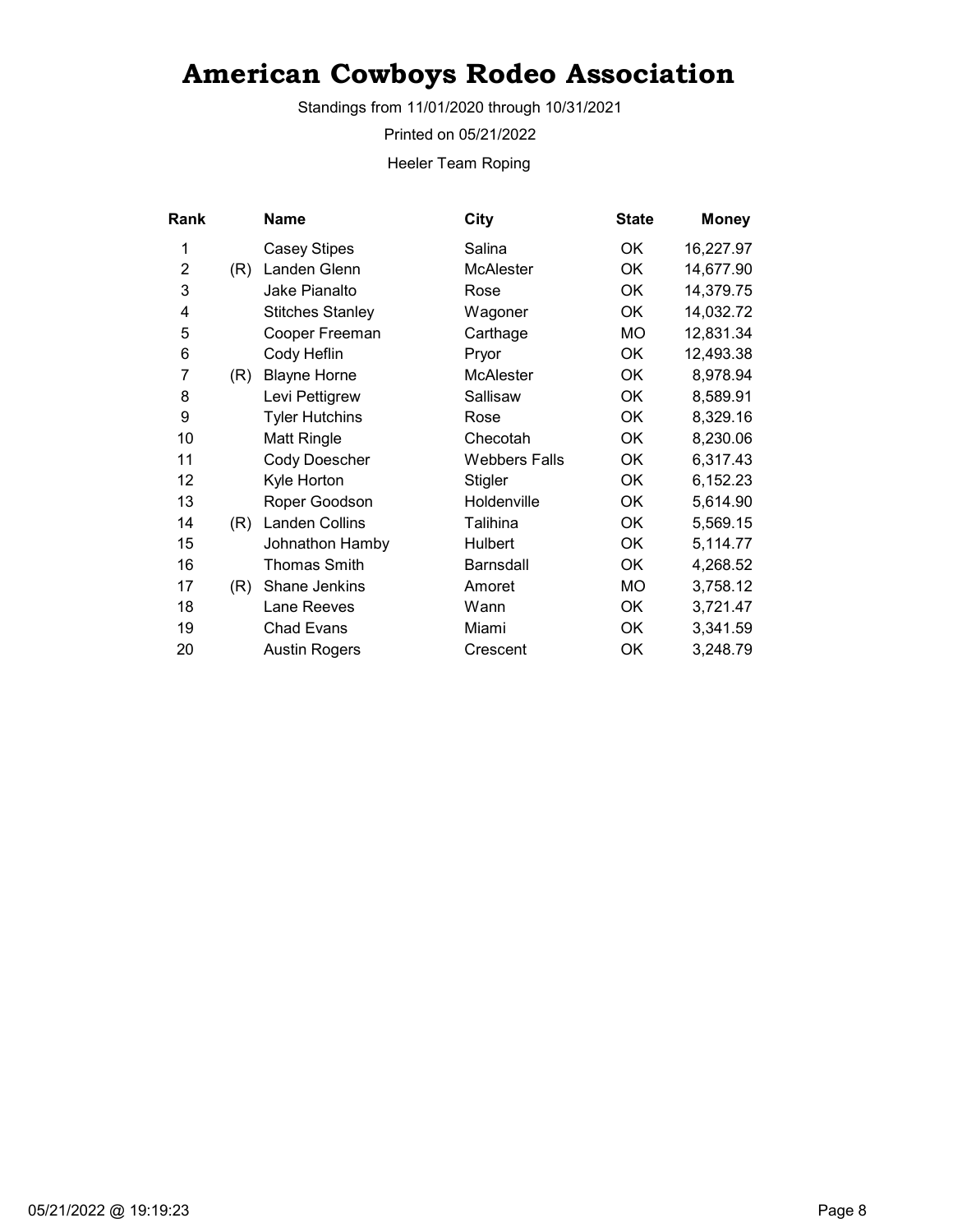# American Cowboys Rodeo Association

Standings from 11/01/2020 through 10/31/2021

Printed on 05/21/2022

Heeler Team Roping

| Rank | | Name | City | State | Money |
|---|---|---|---|---|---|
| 1 | | Casey Stipes | Salina | OK | 16,227.97 |
| 2 | (R) | Landen Glenn | McAlester | OK | 14,677.90 |
| 3 | | Jake Pianalto | Rose | OK | 14,379.75 |
| 4 | | Stitches Stanley | Wagoner | OK | 14,032.72 |
| 5 | | Cooper Freeman | Carthage | MO | 12,831.34 |
| 6 | | Cody Heflin | Pryor | OK | 12,493.38 |
| 7 | (R) | Blayne Horne | McAlester | OK | 8,978.94 |
| 8 | | Levi Pettigrew | Sallisaw | OK | 8,589.91 |
| 9 | | Tyler Hutchins | Rose | OK | 8,329.16 |
| 10 | | Matt Ringle | Checotah | OK | 8,230.06 |
| 11 | | Cody Doescher | Webbers Falls | OK | 6,317.43 |
| 12 | | Kyle Horton | Stigler | OK | 6,152.23 |
| 13 | | Roper Goodson | Holdenville | OK | 5,614.90 |
| 14 | (R) | Landen Collins | Talihina | OK | 5,569.15 |
| 15 | | Johnathon Hamby | Hulbert | OK | 5,114.77 |
| 16 | | Thomas Smith | Barnsdall | OK | 4,268.52 |
| 17 | (R) | Shane Jenkins | Amoret | MO | 3,758.12 |
| 18 | | Lane Reeves | Wann | OK | 3,721.47 |
| 19 | | Chad Evans | Miami | OK | 3,341.59 |
| 20 | | Austin Rogers | Crescent | OK | 3,248.79 |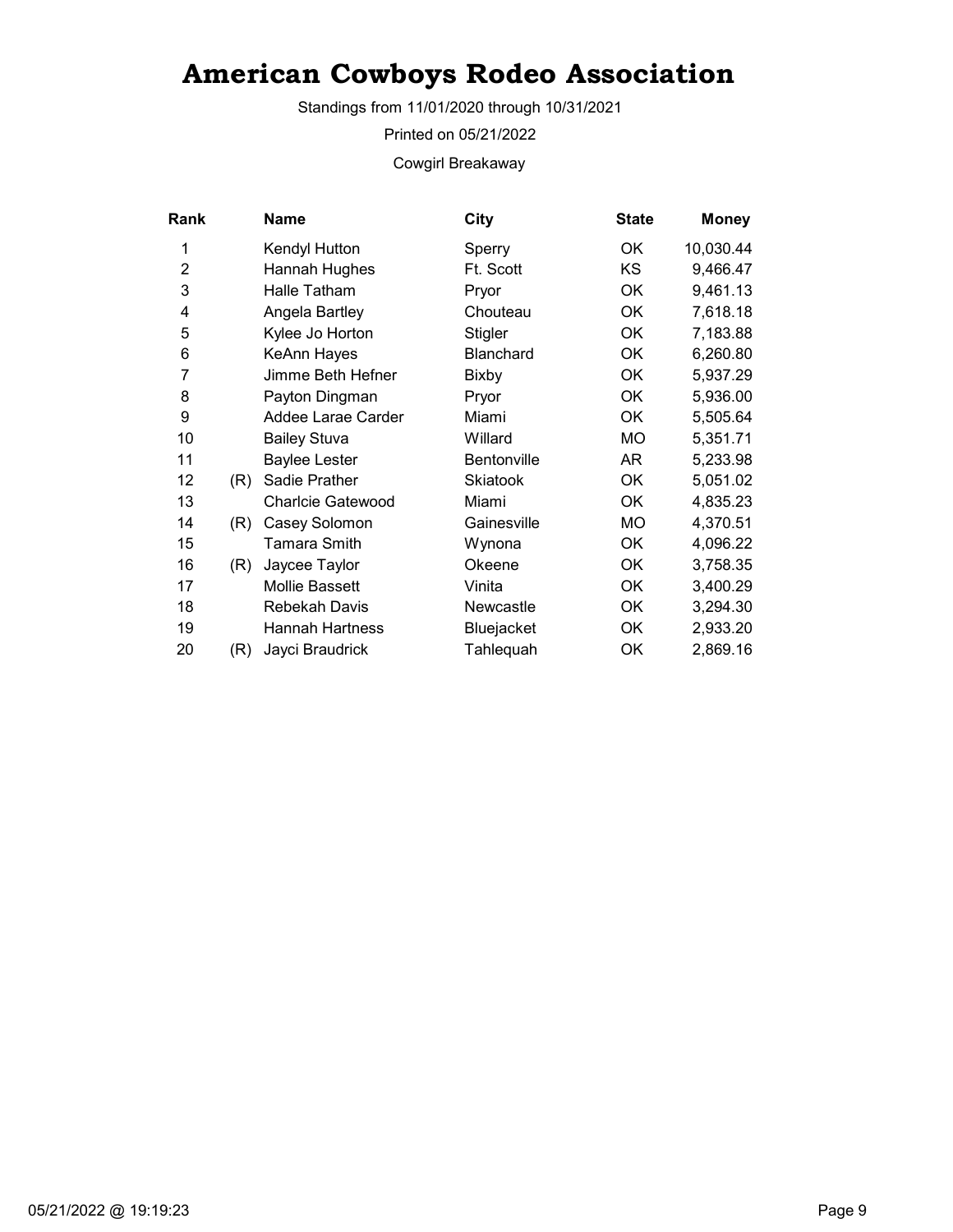# American Cowboys Rodeo Association

Standings from 11/01/2020 through 10/31/2021

Printed on 05/21/2022

Cowgirl Breakaway

| Rank | | Name | City | State | Money |
|---|---|---|---|---|---|
| 1 | | Kendyl Hutton | Sperry | OK | 10,030.44 |
| 2 | | Hannah Hughes | Ft. Scott | KS | 9,466.47 |
| 3 | | Halle Tatham | Pryor | OK | 9,461.13 |
| 4 | | Angela Bartley | Chouteau | OK | 7,618.18 |
| 5 | | Kylee Jo Horton | Stigler | OK | 7,183.88 |
| 6 | | KeAnn Hayes | Blanchard | OK | 6,260.80 |
| 7 | | Jimme Beth Hefner | Bixby | OK | 5,937.29 |
| 8 | | Payton Dingman | Pryor | OK | 5,936.00 |
| 9 | | Addee Larae Carder | Miami | OK | 5,505.64 |
| 10 | | Bailey Stuva | Willard | MO | 5,351.71 |
| 11 | | Baylee Lester | Bentonville | AR | 5,233.98 |
| 12 | (R) | Sadie Prather | Skiatook | OK | 5,051.02 |
| 13 | | Charlcie Gatewood | Miami | OK | 4,835.23 |
| 14 | (R) | Casey Solomon | Gainesville | MO | 4,370.51 |
| 15 | | Tamara Smith | Wynona | OK | 4,096.22 |
| 16 | (R) | Jaycee Taylor | Okeene | OK | 3,758.35 |
| 17 | | Mollie Bassett | Vinita | OK | 3,400.29 |
| 18 | | Rebekah Davis | Newcastle | OK | 3,294.30 |
| 19 | | Hannah Hartness | Bluejacket | OK | 2,933.20 |
| 20 | (R) | Jayci Braudrick | Tahlequah | OK | 2,869.16 |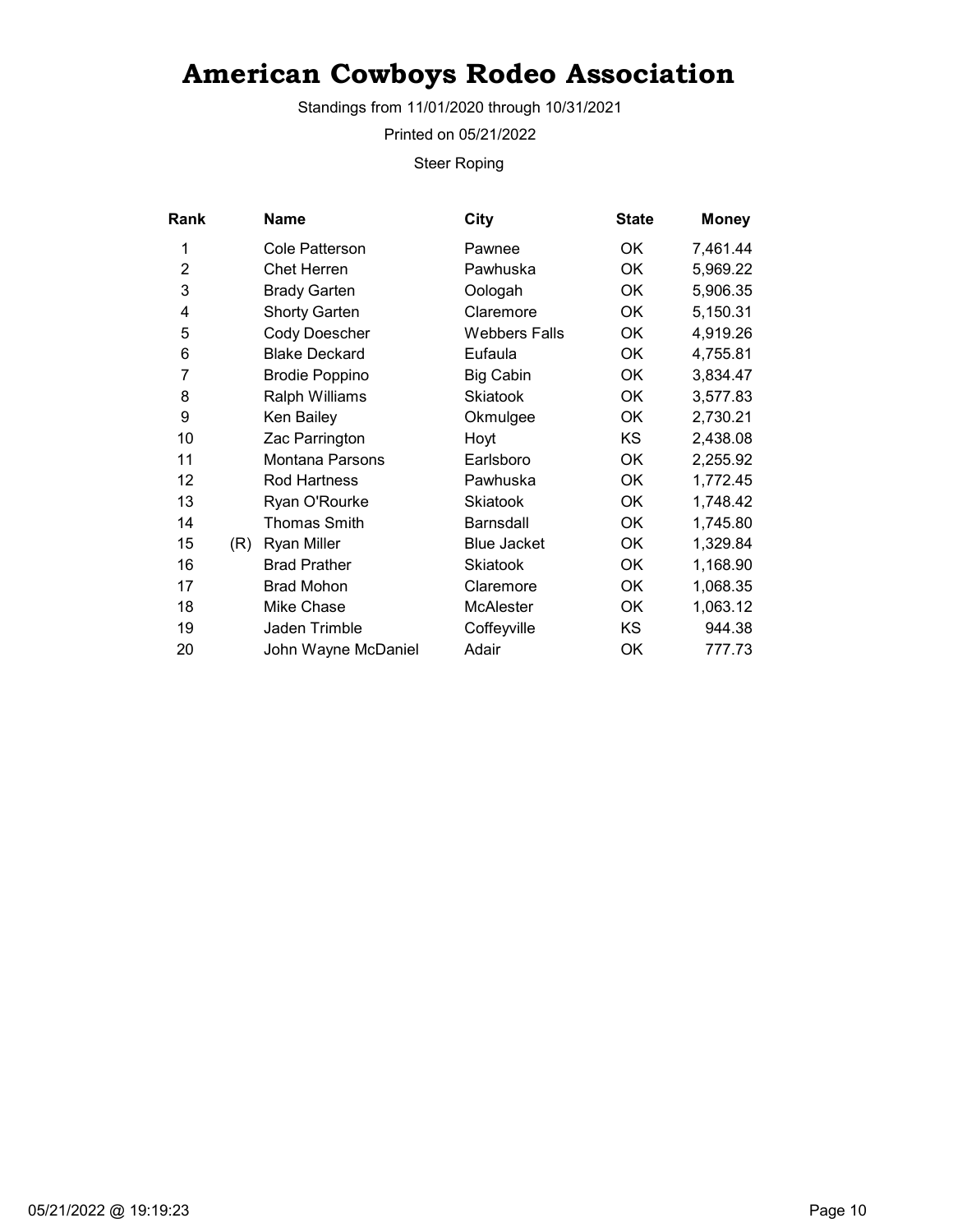# American Cowboys Rodeo Association

Standings from 11/01/2020 through 10/31/2021

Printed on 05/21/2022

Steer Roping

| Rank | | Name | City | State | Money |
|---|---|---|---|---|---|
| 1 | | Cole Patterson | Pawnee | OK | 7,461.44 |
| 2 | | Chet Herren | Pawhuska | OK | 5,969.22 |
| 3 | | Brady Garten | Oologah | OK | 5,906.35 |
| 4 | | Shorty Garten | Claremore | OK | 5,150.31 |
| 5 | | Cody Doescher | Webbers Falls | OK | 4,919.26 |
| 6 | | Blake Deckard | Eufaula | OK | 4,755.81 |
| 7 | | Brodie Poppino | Big Cabin | OK | 3,834.47 |
| 8 | | Ralph Williams | Skiatook | OK | 3,577.83 |
| 9 | | Ken Bailey | Okmulgee | OK | 2,730.21 |
| 10 | | Zac Parrington | Hoyt | KS | 2,438.08 |
| 11 | | Montana Parsons | Earlsboro | OK | 2,255.92 |
| 12 | | Rod Hartness | Pawhuska | OK | 1,772.45 |
| 13 | | Ryan O'Rourke | Skiatook | OK | 1,748.42 |
| 14 | | Thomas Smith | Barnsdall | OK | 1,745.80 |
| 15 | (R) | Ryan Miller | Blue Jacket | OK | 1,329.84 |
| 16 | | Brad Prather | Skiatook | OK | 1,168.90 |
| 17 | | Brad Mohon | Claremore | OK | 1,068.35 |
| 18 | | Mike Chase | McAlester | OK | 1,063.12 |
| 19 | | Jaden Trimble | Coffeyville | KS | 944.38 |
| 20 | | John Wayne McDaniel | Adair | OK | 777.73 |